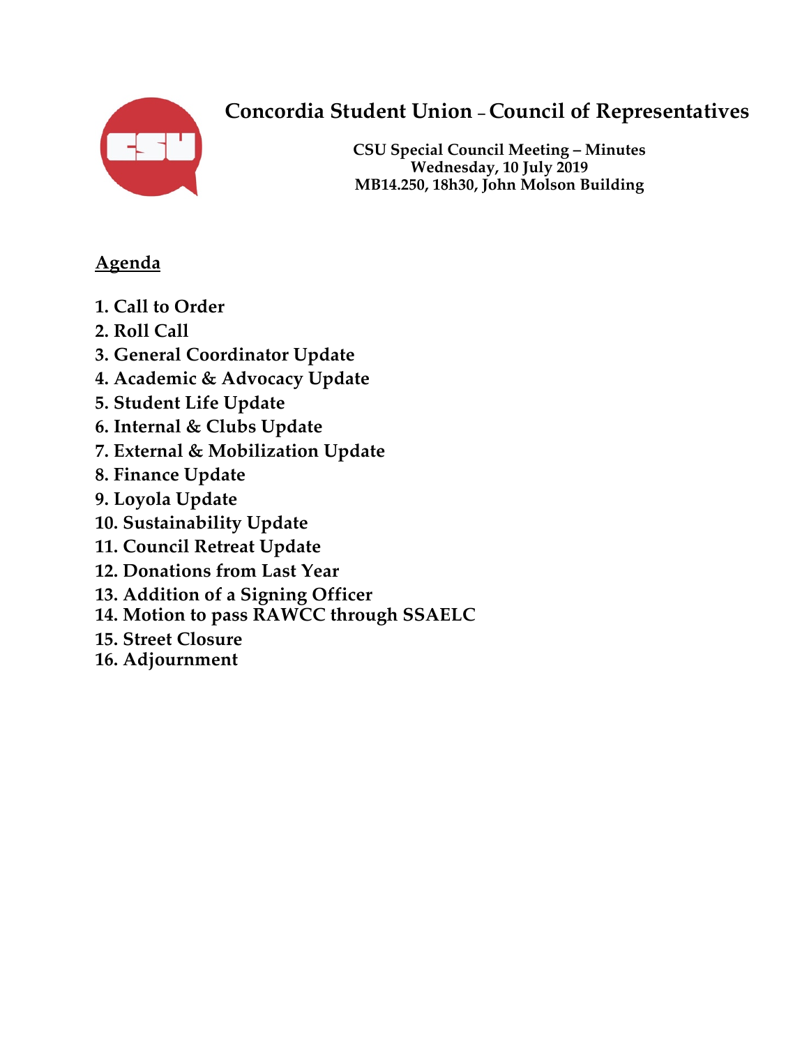# Concordia Student Union – Council of Representatives

**CSU Special Council Meeting – Minutes**
**Wednesday, 10 July 2019**
**MB14.250, 18h30, John Molson Building**

## Agenda

1. Call to Order
2. Roll Call
3. General Coordinator Update
4. Academic & Advocacy Update
5. Student Life Update
6. Internal & Clubs Update
7. External & Mobilization Update
8. Finance Update
9. Loyola Update
10. Sustainability Update
11. Council Retreat Update
12. Donations from Last Year
13. Addition of a Signing Officer
14. Motion to pass RAWCC through SSAELC
15. Street Closure
16. Adjournment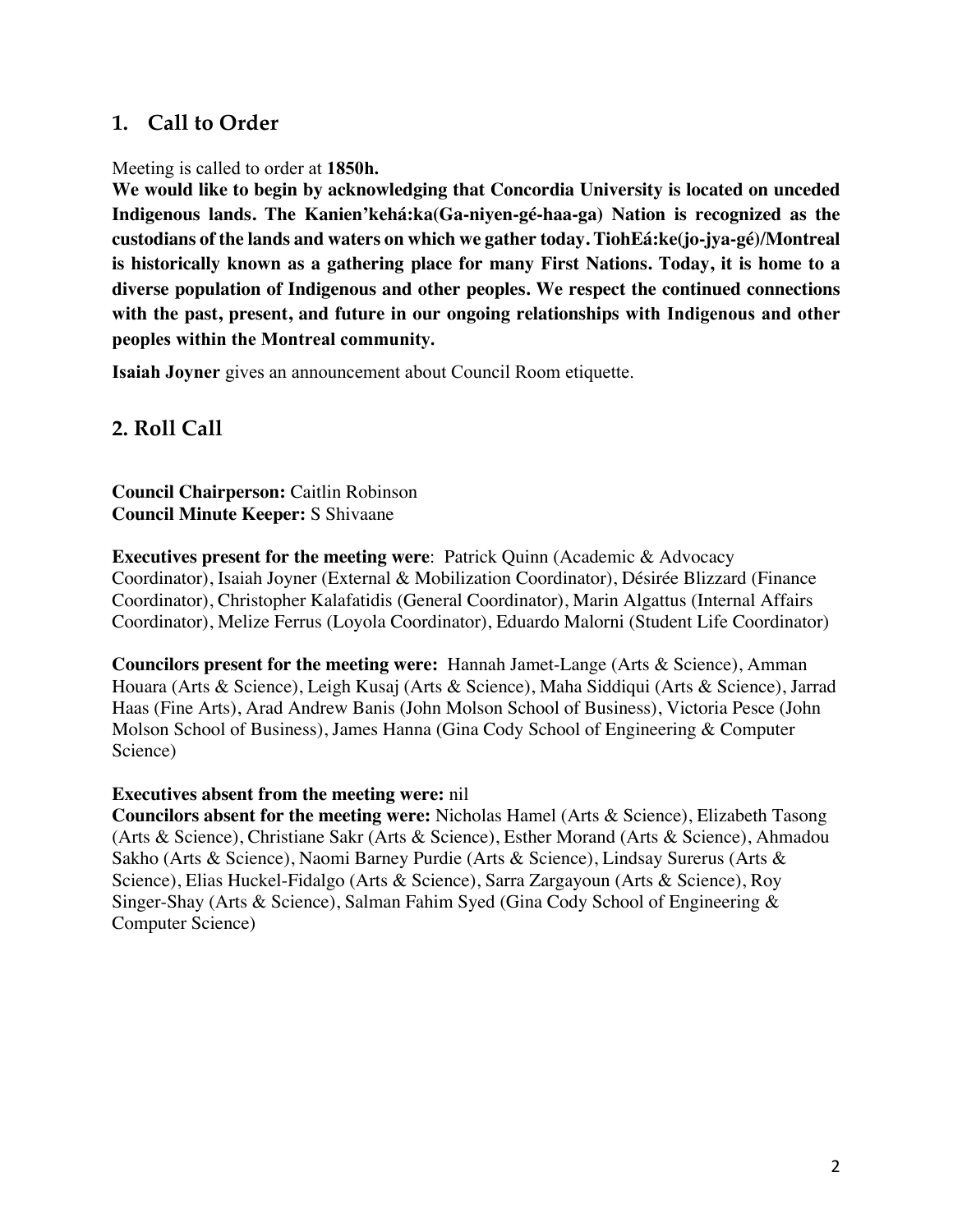## 1. Call to Order

Meeting is called to order at **1850h.**

**We would like to begin by acknowledging that Concordia University is located on unceded Indigenous lands. The Kanien'kehá:ka(Ga-niyen-gé-haa-ga) Nation is recognized as the custodians of the lands and waters on which we gather today. TiohEá:ke(jo-jya-gé)/Montreal is historically known as a gathering place for many First Nations. Today, it is home to a diverse population of Indigenous and other peoples. We respect the continued connections with the past, present, and future in our ongoing relationships with Indigenous and other peoples within the Montreal community.**

**Isaiah Joyner** gives an announcement about Council Room etiquette.

## 2. Roll Call

**Council Chairperson:** Caitlin Robinson
**Council Minute Keeper:** S Shivaane

**Executives present for the meeting were**: Patrick Quinn (Academic & Advocacy Coordinator), Isaiah Joyner (External & Mobilization Coordinator), Désirée Blizzard (Finance Coordinator), Christopher Kalafatidis (General Coordinator), Marin Algattus (Internal Affairs Coordinator), Melize Ferrus (Loyola Coordinator), Eduardo Malorni (Student Life Coordinator)

**Councilors present for the meeting were:** Hannah Jamet-Lange (Arts & Science), Amman Houara (Arts & Science), Leigh Kusaj (Arts & Science), Maha Siddiqui (Arts & Science), Jarrad Haas (Fine Arts), Arad Andrew Banis (John Molson School of Business), Victoria Pesce (John Molson School of Business), James Hanna (Gina Cody School of Engineering & Computer Science)

**Executives absent from the meeting were:** nil
**Councilors absent for the meeting were:** Nicholas Hamel (Arts & Science), Elizabeth Tasong (Arts & Science), Christiane Sakr (Arts & Science), Esther Morand (Arts & Science), Ahmadou Sakho (Arts & Science), Naomi Barney Purdie (Arts & Science), Lindsay Surerus (Arts & Science), Elias Huckel-Fidalgo (Arts & Science), Sarra Zargayoun (Arts & Science), Roy Singer-Shay (Arts & Science), Salman Fahim Syed (Gina Cody School of Engineering & Computer Science)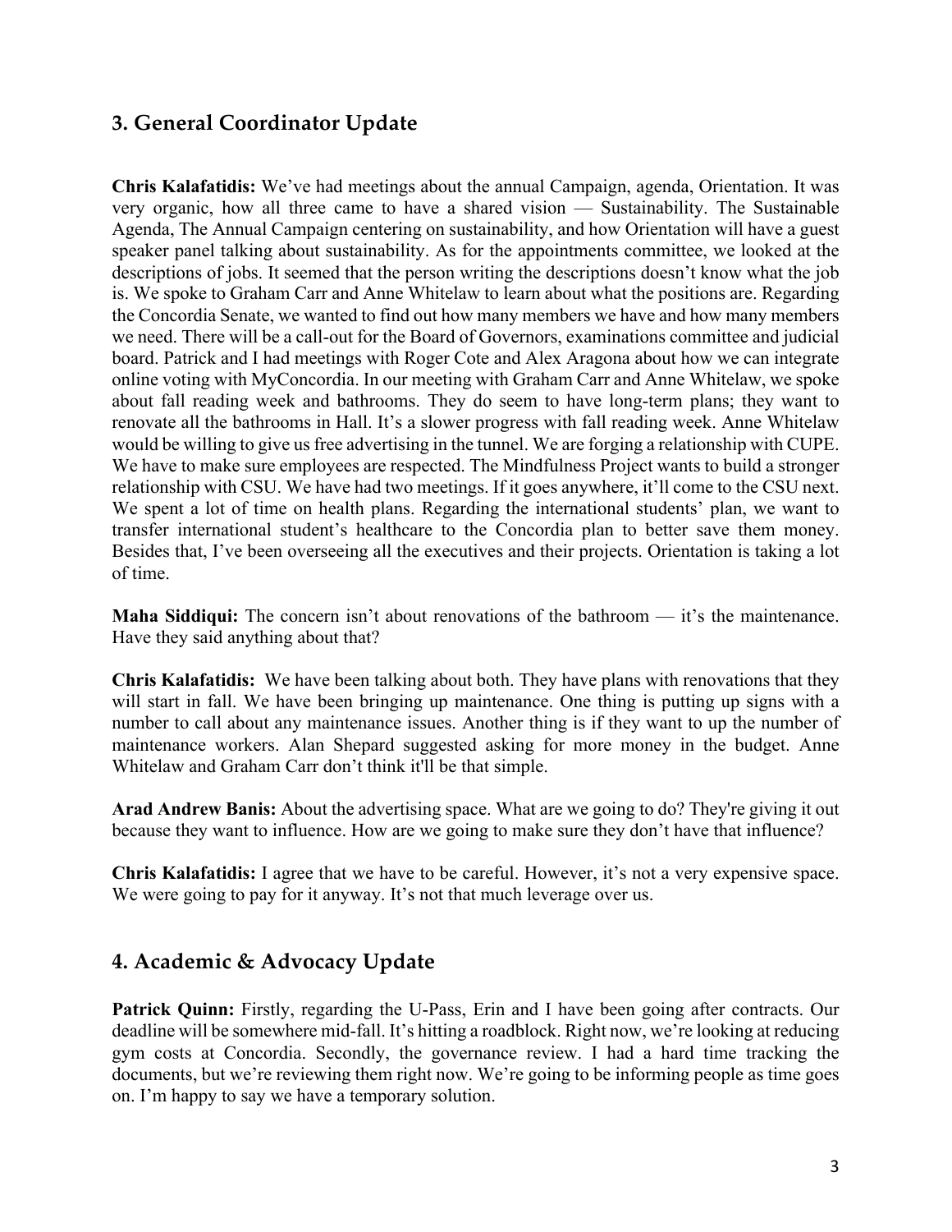## 3. General Coordinator Update

**Chris Kalafatidis:** We've had meetings about the annual Campaign, agenda, Orientation. It was very organic, how all three came to have a shared vision — Sustainability. The Sustainable Agenda, The Annual Campaign centering on sustainability, and how Orientation will have a guest speaker panel talking about sustainability. As for the appointments committee, we looked at the descriptions of jobs. It seemed that the person writing the descriptions doesn't know what the job is. We spoke to Graham Carr and Anne Whitelaw to learn about what the positions are. Regarding the Concordia Senate, we wanted to find out how many members we have and how many members we need. There will be a call-out for the Board of Governors, examinations committee and judicial board. Patrick and I had meetings with Roger Cote and Alex Aragona about how we can integrate online voting with MyConcordia. In our meeting with Graham Carr and Anne Whitelaw, we spoke about fall reading week and bathrooms. They do seem to have long-term plans; they want to renovate all the bathrooms in Hall. It's a slower progress with fall reading week. Anne Whitelaw would be willing to give us free advertising in the tunnel. We are forging a relationship with CUPE. We have to make sure employees are respected. The Mindfulness Project wants to build a stronger relationship with CSU. We have had two meetings. If it goes anywhere, it'll come to the CSU next. We spent a lot of time on health plans. Regarding the international students' plan, we want to transfer international student's healthcare to the Concordia plan to better save them money. Besides that, I've been overseeing all the executives and their projects. Orientation is taking a lot of time.

**Maha Siddiqui:** The concern isn't about renovations of the bathroom — it's the maintenance. Have they said anything about that?

**Chris Kalafatidis:** We have been talking about both. They have plans with renovations that they will start in fall. We have been bringing up maintenance. One thing is putting up signs with a number to call about any maintenance issues. Another thing is if they want to up the number of maintenance workers. Alan Shepard suggested asking for more money in the budget. Anne Whitelaw and Graham Carr don't think it'll be that simple.

**Arad Andrew Banis:** About the advertising space. What are we going to do? They're giving it out because they want to influence. How are we going to make sure they don't have that influence?

**Chris Kalafatidis:** I agree that we have to be careful. However, it's not a very expensive space. We were going to pay for it anyway. It's not that much leverage over us.

## 4. Academic & Advocacy Update

**Patrick Quinn:** Firstly, regarding the U-Pass, Erin and I have been going after contracts. Our deadline will be somewhere mid-fall. It's hitting a roadblock. Right now, we're looking at reducing gym costs at Concordia. Secondly, the governance review. I had a hard time tracking the documents, but we're reviewing them right now. We're going to be informing people as time goes on. I'm happy to say we have a temporary solution.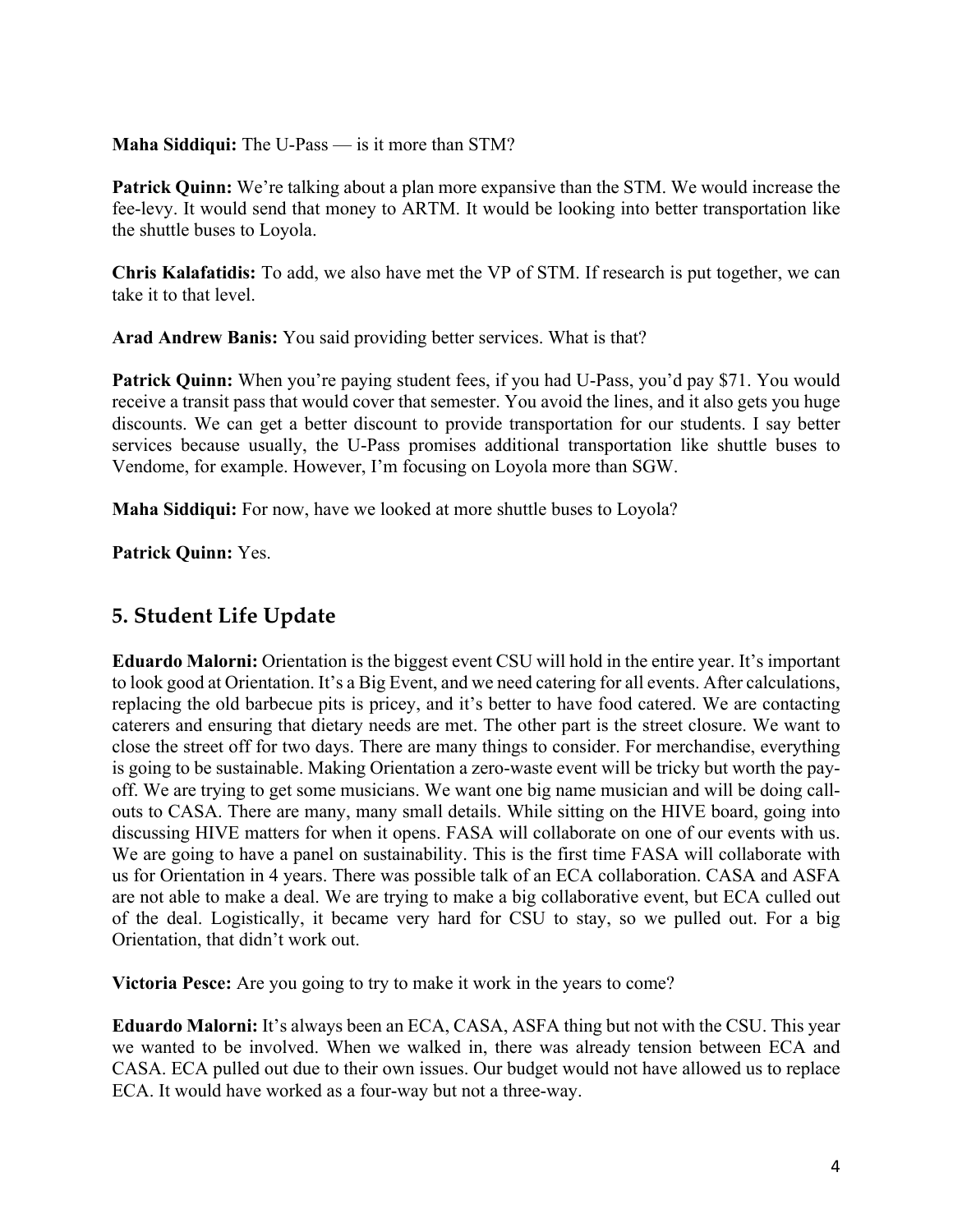**Maha Siddiqui:** The U-Pass — is it more than STM?

**Patrick Quinn:** We're talking about a plan more expansive than the STM. We would increase the fee-levy. It would send that money to ARTM. It would be looking into better transportation like the shuttle buses to Loyola.

**Chris Kalafatidis:** To add, we also have met the VP of STM. If research is put together, we can take it to that level.

**Arad Andrew Banis:** You said providing better services. What is that?

**Patrick Quinn:** When you're paying student fees, if you had U-Pass, you'd pay $71. You would receive a transit pass that would cover that semester. You avoid the lines, and it also gets you huge discounts. We can get a better discount to provide transportation for our students. I say better services because usually, the U-Pass promises additional transportation like shuttle buses to Vendome, for example. However, I'm focusing on Loyola more than SGW.

**Maha Siddiqui:** For now, have we looked at more shuttle buses to Loyola?

**Patrick Quinn:** Yes.

## 5. Student Life Update

**Eduardo Malorni:** Orientation is the biggest event CSU will hold in the entire year. It's important to look good at Orientation. It's a Big Event, and we need catering for all events. After calculations, replacing the old barbecue pits is pricey, and it's better to have food catered. We are contacting caterers and ensuring that dietary needs are met. The other part is the street closure. We want to close the street off for two days. There are many things to consider. For merchandise, everything is going to be sustainable. Making Orientation a zero-waste event will be tricky but worth the pay-off. We are trying to get some musicians. We want one big name musician and will be doing call-outs to CASA. There are many, many small details. While sitting on the HIVE board, going into discussing HIVE matters for when it opens. FASA will collaborate on one of our events with us. We are going to have a panel on sustainability. This is the first time FASA will collaborate with us for Orientation in 4 years. There was possible talk of an ECA collaboration. CASA and ASFA are not able to make a deal. We are trying to make a big collaborative event, but ECA culled out of the deal. Logistically, it became very hard for CSU to stay, so we pulled out. For a big Orientation, that didn't work out.

**Victoria Pesce:** Are you going to try to make it work in the years to come?

**Eduardo Malorni:** It's always been an ECA, CASA, ASFA thing but not with the CSU. This year we wanted to be involved. When we walked in, there was already tension between ECA and CASA. ECA pulled out due to their own issues. Our budget would not have allowed us to replace ECA. It would have worked as a four-way but not a three-way.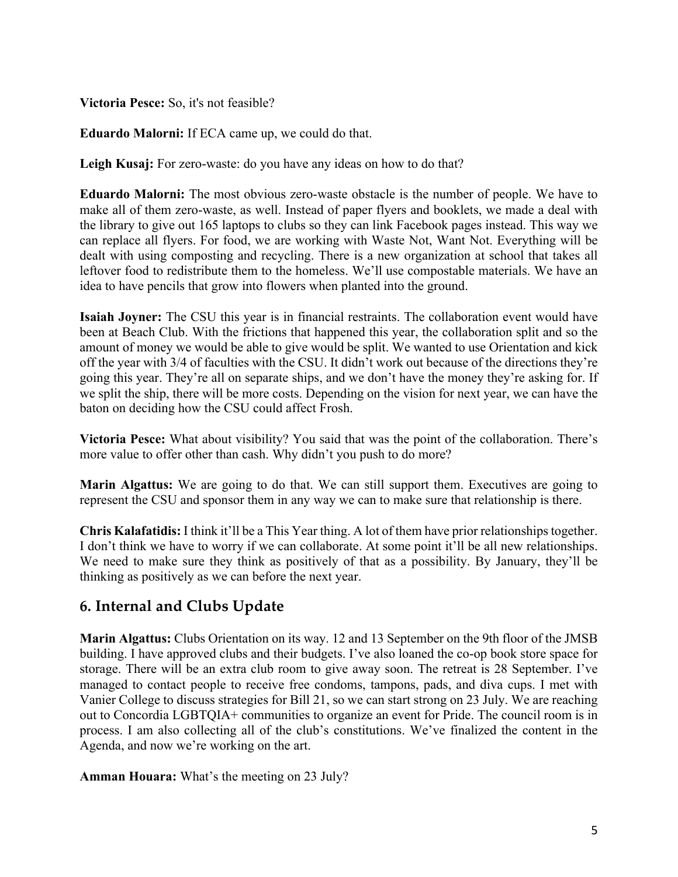**Victoria Pesce:** So, it's not feasible?

**Eduardo Malorni:** If ECA came up, we could do that.

**Leigh Kusaj:** For zero-waste: do you have any ideas on how to do that?

**Eduardo Malorni:** The most obvious zero-waste obstacle is the number of people. We have to make all of them zero-waste, as well. Instead of paper flyers and booklets, we made a deal with the library to give out 165 laptops to clubs so they can link Facebook pages instead. This way we can replace all flyers. For food, we are working with Waste Not, Want Not. Everything will be dealt with using composting and recycling. There is a new organization at school that takes all leftover food to redistribute them to the homeless. We'll use compostable materials. We have an idea to have pencils that grow into flowers when planted into the ground.

**Isaiah Joyner:** The CSU this year is in financial restraints. The collaboration event would have been at Beach Club. With the frictions that happened this year, the collaboration split and so the amount of money we would be able to give would be split. We wanted to use Orientation and kick off the year with 3/4 of faculties with the CSU. It didn't work out because of the directions they're going this year. They're all on separate ships, and we don't have the money they're asking for. If we split the ship, there will be more costs. Depending on the vision for next year, we can have the baton on deciding how the CSU could affect Frosh.

**Victoria Pesce:** What about visibility? You said that was the point of the collaboration. There's more value to offer other than cash. Why didn't you push to do more?

**Marin Algattus:** We are going to do that. We can still support them. Executives are going to represent the CSU and sponsor them in any way we can to make sure that relationship is there.

**Chris Kalafatidis:** I think it'll be a This Year thing. A lot of them have prior relationships together. I don't think we have to worry if we can collaborate. At some point it'll be all new relationships. We need to make sure they think as positively of that as a possibility. By January, they'll be thinking as positively as we can before the next year.

## 6. Internal and Clubs Update

**Marin Algattus:** Clubs Orientation on its way. 12 and 13 September on the 9th floor of the JMSB building. I have approved clubs and their budgets. I've also loaned the co-op book store space for storage. There will be an extra club room to give away soon. The retreat is 28 September. I've managed to contact people to receive free condoms, tampons, pads, and diva cups. I met with Vanier College to discuss strategies for Bill 21, so we can start strong on 23 July. We are reaching out to Concordia LGBTQIA+ communities to organize an event for Pride. The council room is in process. I am also collecting all of the club's constitutions. We've finalized the content in the Agenda, and now we're working on the art.

**Amman Houara:** What's the meeting on 23 July?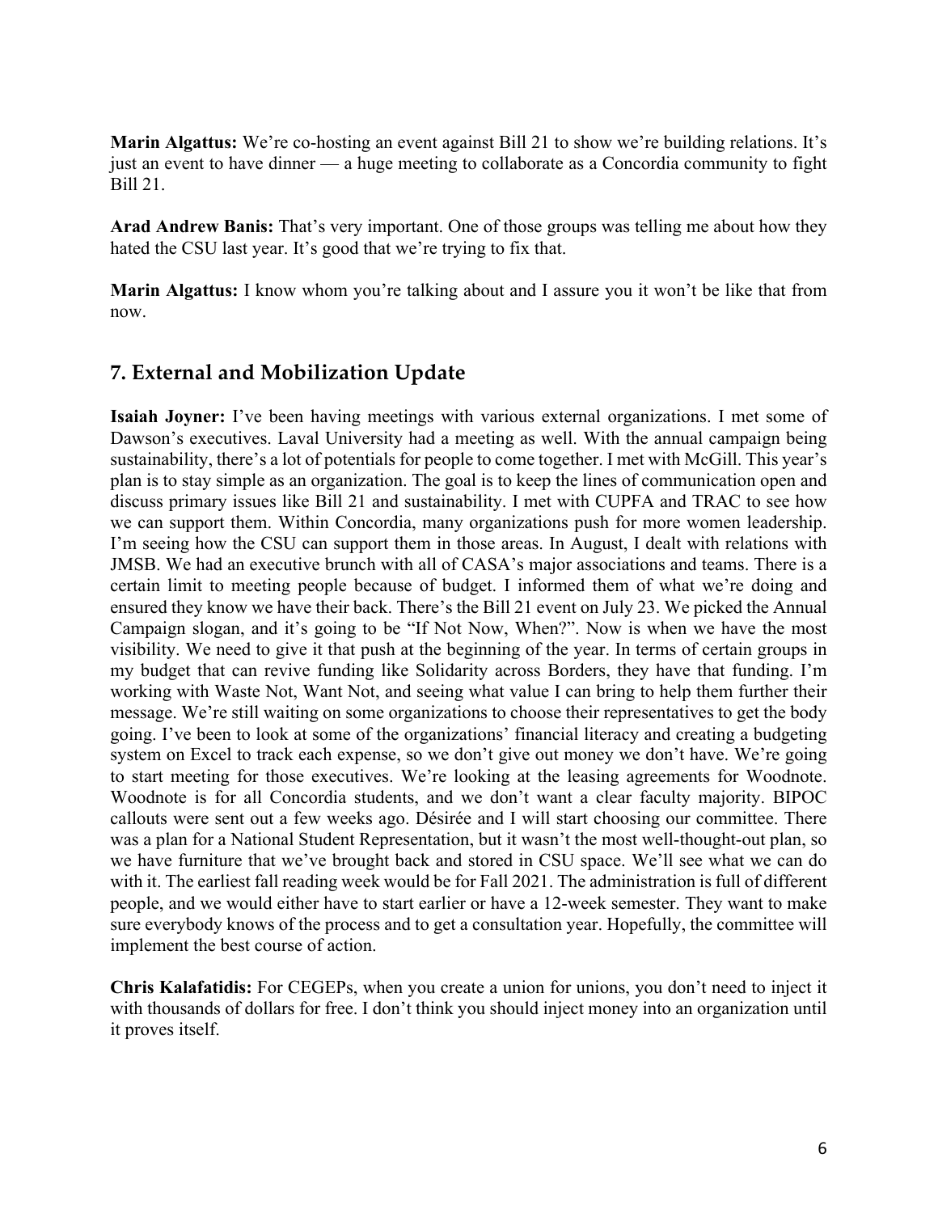**Marin Algattus:** We're co-hosting an event against Bill 21 to show we're building relations. It's just an event to have dinner — a huge meeting to collaborate as a Concordia community to fight Bill 21.

**Arad Andrew Banis:** That's very important. One of those groups was telling me about how they hated the CSU last year. It's good that we're trying to fix that.

**Marin Algattus:** I know whom you're talking about and I assure you it won't be like that from now.

## 7. External and Mobilization Update

**Isaiah Joyner:** I've been having meetings with various external organizations. I met some of Dawson's executives. Laval University had a meeting as well. With the annual campaign being sustainability, there's a lot of potentials for people to come together. I met with McGill. This year's plan is to stay simple as an organization. The goal is to keep the lines of communication open and discuss primary issues like Bill 21 and sustainability. I met with CUPFA and TRAC to see how we can support them. Within Concordia, many organizations push for more women leadership. I'm seeing how the CSU can support them in those areas. In August, I dealt with relations with JMSB. We had an executive brunch with all of CASA's major associations and teams. There is a certain limit to meeting people because of budget. I informed them of what we're doing and ensured they know we have their back. There's the Bill 21 event on July 23. We picked the Annual Campaign slogan, and it's going to be "If Not Now, When?". Now is when we have the most visibility. We need to give it that push at the beginning of the year. In terms of certain groups in my budget that can revive funding like Solidarity across Borders, they have that funding. I'm working with Waste Not, Want Not, and seeing what value I can bring to help them further their message. We're still waiting on some organizations to choose their representatives to get the body going. I've been to look at some of the organizations' financial literacy and creating a budgeting system on Excel to track each expense, so we don't give out money we don't have. We're going to start meeting for those executives. We're looking at the leasing agreements for Woodnote. Woodnote is for all Concordia students, and we don't want a clear faculty majority. BIPOC callouts were sent out a few weeks ago. Désirée and I will start choosing our committee. There was a plan for a National Student Representation, but it wasn't the most well-thought-out plan, so we have furniture that we've brought back and stored in CSU space. We'll see what we can do with it. The earliest fall reading week would be for Fall 2021. The administration is full of different people, and we would either have to start earlier or have a 12-week semester. They want to make sure everybody knows of the process and to get a consultation year. Hopefully, the committee will implement the best course of action.

**Chris Kalafatidis:** For CEGEPs, when you create a union for unions, you don't need to inject it with thousands of dollars for free. I don't think you should inject money into an organization until it proves itself.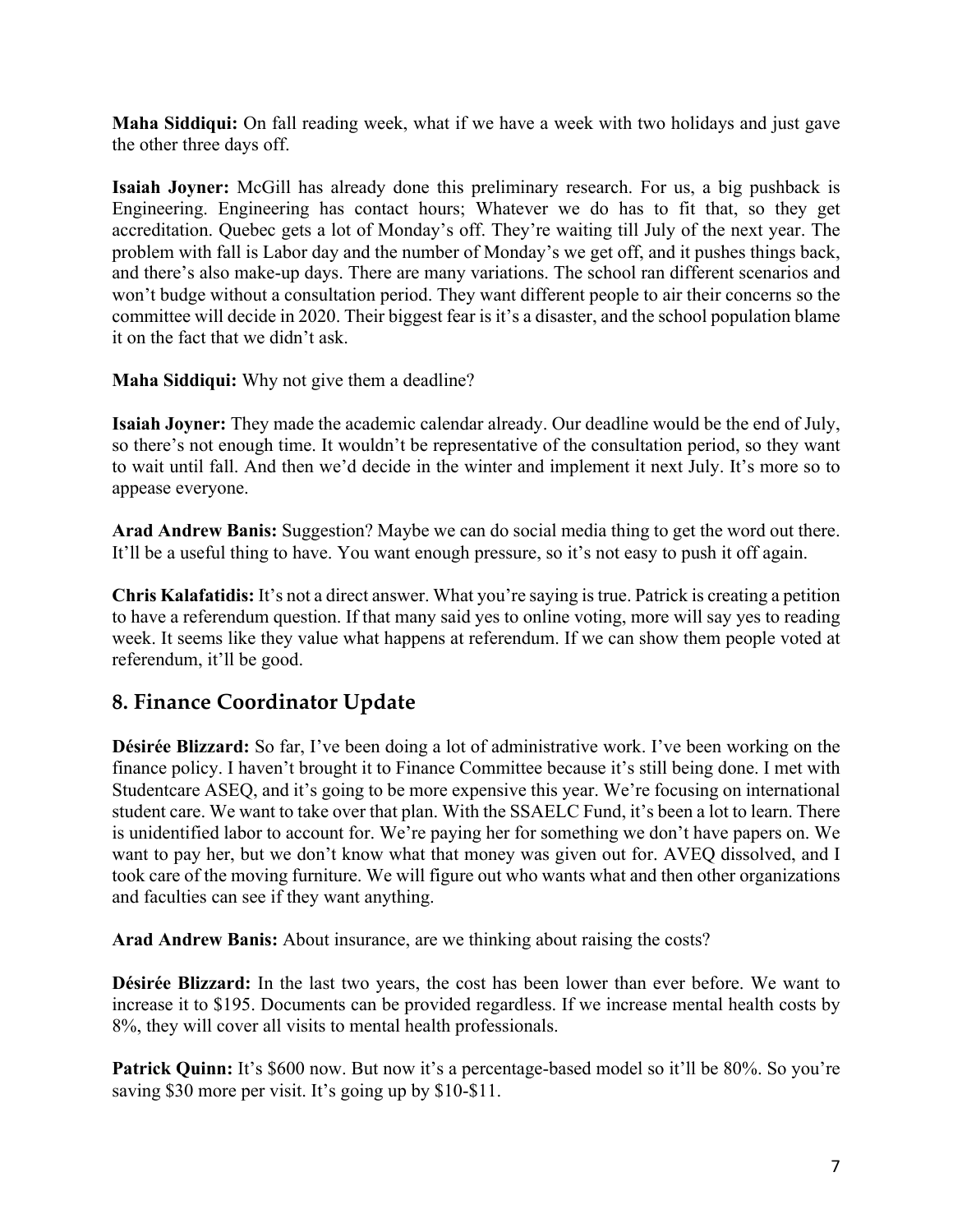**Maha Siddiqui:** On fall reading week, what if we have a week with two holidays and just gave the other three days off.

**Isaiah Joyner:** McGill has already done this preliminary research. For us, a big pushback is Engineering. Engineering has contact hours; Whatever we do has to fit that, so they get accreditation. Quebec gets a lot of Monday's off. They're waiting till July of the next year. The problem with fall is Labor day and the number of Monday's we get off, and it pushes things back, and there's also make-up days. There are many variations. The school ran different scenarios and won't budge without a consultation period. They want different people to air their concerns so the committee will decide in 2020. Their biggest fear is it's a disaster, and the school population blame it on the fact that we didn't ask.

**Maha Siddiqui:** Why not give them a deadline?

**Isaiah Joyner:** They made the academic calendar already. Our deadline would be the end of July, so there's not enough time. It wouldn't be representative of the consultation period, so they want to wait until fall. And then we'd decide in the winter and implement it next July. It's more so to appease everyone.

**Arad Andrew Banis:** Suggestion? Maybe we can do social media thing to get the word out there. It'll be a useful thing to have. You want enough pressure, so it's not easy to push it off again.

**Chris Kalafatidis:** It's not a direct answer. What you're saying is true. Patrick is creating a petition to have a referendum question. If that many said yes to online voting, more will say yes to reading week. It seems like they value what happens at referendum. If we can show them people voted at referendum, it'll be good.

## 8. Finance Coordinator Update

**Désirée Blizzard:** So far, I've been doing a lot of administrative work. I've been working on the finance policy. I haven't brought it to Finance Committee because it's still being done. I met with Studentcare ASEQ, and it's going to be more expensive this year. We're focusing on international student care. We want to take over that plan. With the SSAELC Fund, it's been a lot to learn. There is unidentified labor to account for. We're paying her for something we don't have papers on. We want to pay her, but we don't know what that money was given out for. AVEQ dissolved, and I took care of the moving furniture. We will figure out who wants what and then other organizations and faculties can see if they want anything.

**Arad Andrew Banis:** About insurance, are we thinking about raising the costs?

**Désirée Blizzard:** In the last two years, the cost has been lower than ever before. We want to increase it to $195. Documents can be provided regardless. If we increase mental health costs by 8%, they will cover all visits to mental health professionals.

**Patrick Quinn:** It's $600 now. But now it's a percentage-based model so it'll be 80%. So you're saving $30 more per visit. It's going up by $10-$11.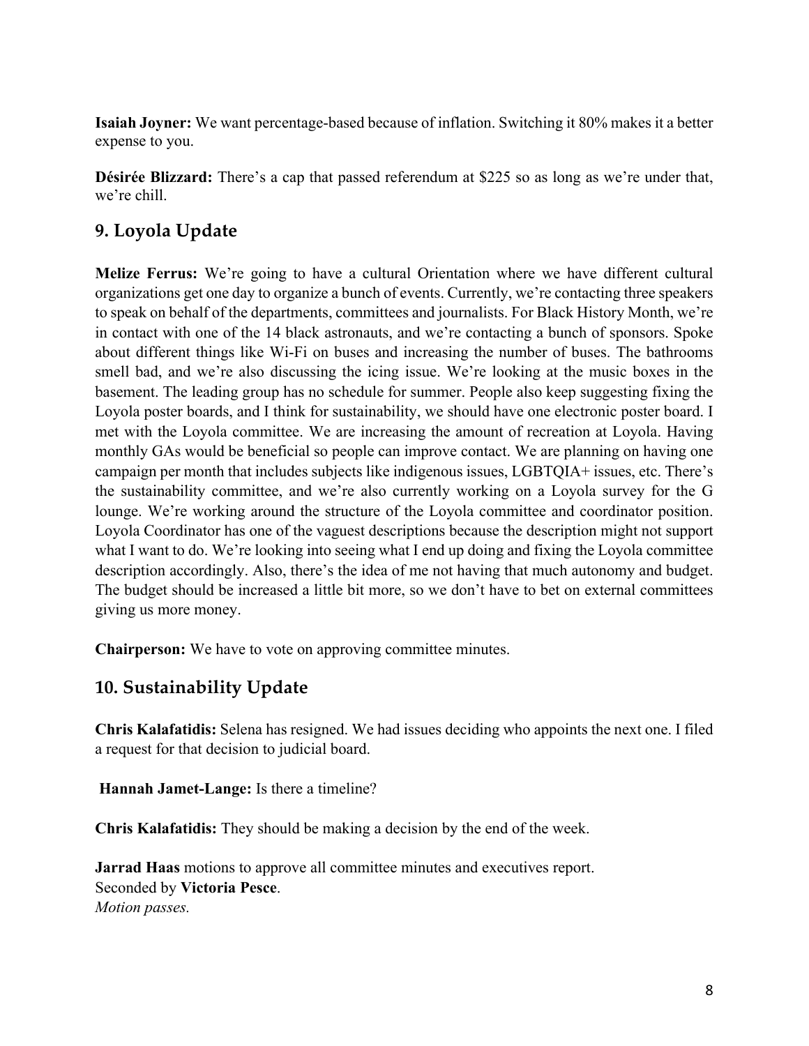**Isaiah Joyner:** We want percentage-based because of inflation. Switching it 80% makes it a better expense to you.

**Désirée Blizzard:** There's a cap that passed referendum at $225 so as long as we're under that, we're chill.

## 9. Loyola Update

**Melize Ferrus:** We're going to have a cultural Orientation where we have different cultural organizations get one day to organize a bunch of events. Currently, we're contacting three speakers to speak on behalf of the departments, committees and journalists. For Black History Month, we're in contact with one of the 14 black astronauts, and we're contacting a bunch of sponsors. Spoke about different things like Wi-Fi on buses and increasing the number of buses. The bathrooms smell bad, and we're also discussing the icing issue. We're looking at the music boxes in the basement. The leading group has no schedule for summer. People also keep suggesting fixing the Loyola poster boards, and I think for sustainability, we should have one electronic poster board. I met with the Loyola committee. We are increasing the amount of recreation at Loyola. Having monthly GAs would be beneficial so people can improve contact. We are planning on having one campaign per month that includes subjects like indigenous issues, LGBTQIA+ issues, etc. There's the sustainability committee, and we're also currently working on a Loyola survey for the G lounge. We're working around the structure of the Loyola committee and coordinator position. Loyola Coordinator has one of the vaguest descriptions because the description might not support what I want to do. We're looking into seeing what I end up doing and fixing the Loyola committee description accordingly. Also, there's the idea of me not having that much autonomy and budget. The budget should be increased a little bit more, so we don't have to bet on external committees giving us more money.

**Chairperson:** We have to vote on approving committee minutes.

## 10. Sustainability Update

**Chris Kalafatidis:** Selena has resigned. We had issues deciding who appoints the next one. I filed a request for that decision to judicial board.

**Hannah Jamet-Lange:** Is there a timeline?

**Chris Kalafatidis:** They should be making a decision by the end of the week.

**Jarrad Haas** motions to approve all committee minutes and executives report.
Seconded by **Victoria Pesce**.
*Motion passes.*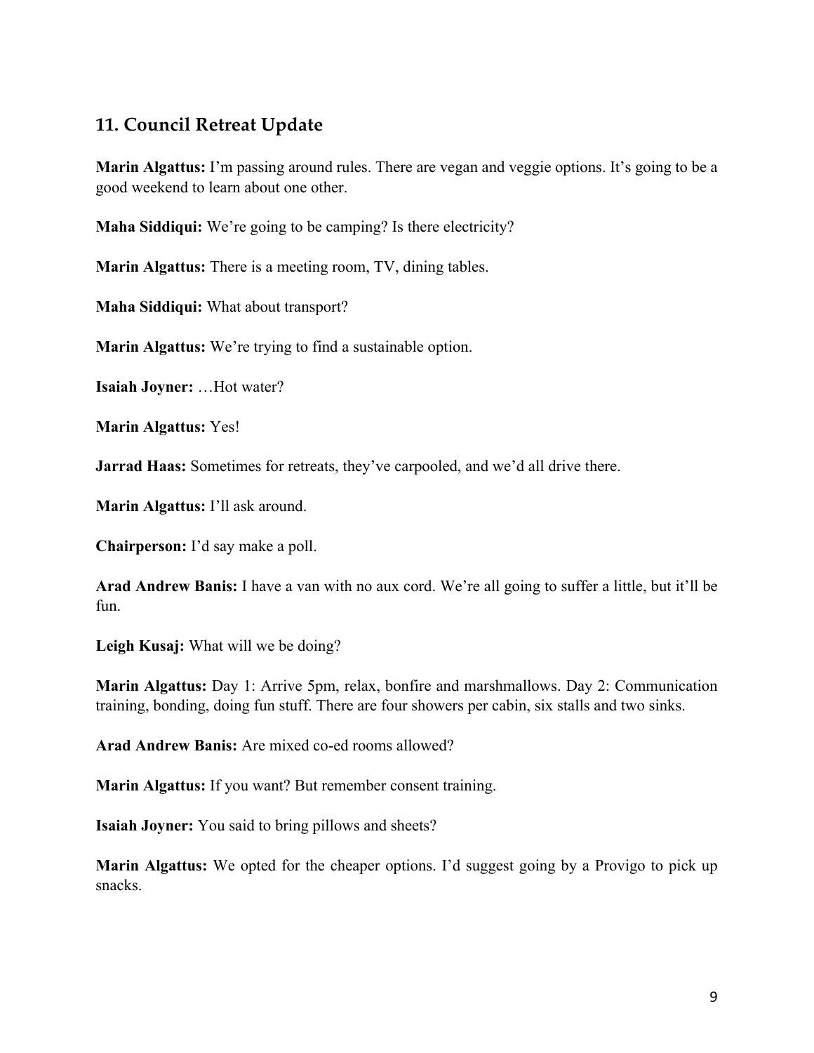## 11. Council Retreat Update

**Marin Algattus:** I'm passing around rules. There are vegan and veggie options. It's going to be a good weekend to learn about one other.

**Maha Siddiqui:** We're going to be camping? Is there electricity?

**Marin Algattus:** There is a meeting room, TV, dining tables.

**Maha Siddiqui:** What about transport?

**Marin Algattus:** We're trying to find a sustainable option.

**Isaiah Joyner:** …Hot water?

**Marin Algattus:** Yes!

**Jarrad Haas:** Sometimes for retreats, they've carpooled, and we'd all drive there.

**Marin Algattus:** I'll ask around.

**Chairperson:** I'd say make a poll.

**Arad Andrew Banis:** I have a van with no aux cord. We're all going to suffer a little, but it'll be fun.

**Leigh Kusaj:** What will we be doing?

**Marin Algattus:** Day 1: Arrive 5pm, relax, bonfire and marshmallows. Day 2: Communication training, bonding, doing fun stuff. There are four showers per cabin, six stalls and two sinks.

**Arad Andrew Banis:** Are mixed co-ed rooms allowed?

**Marin Algattus:** If you want? But remember consent training.

**Isaiah Joyner:** You said to bring pillows and sheets?

**Marin Algattus:** We opted for the cheaper options. I'd suggest going by a Provigo to pick up snacks.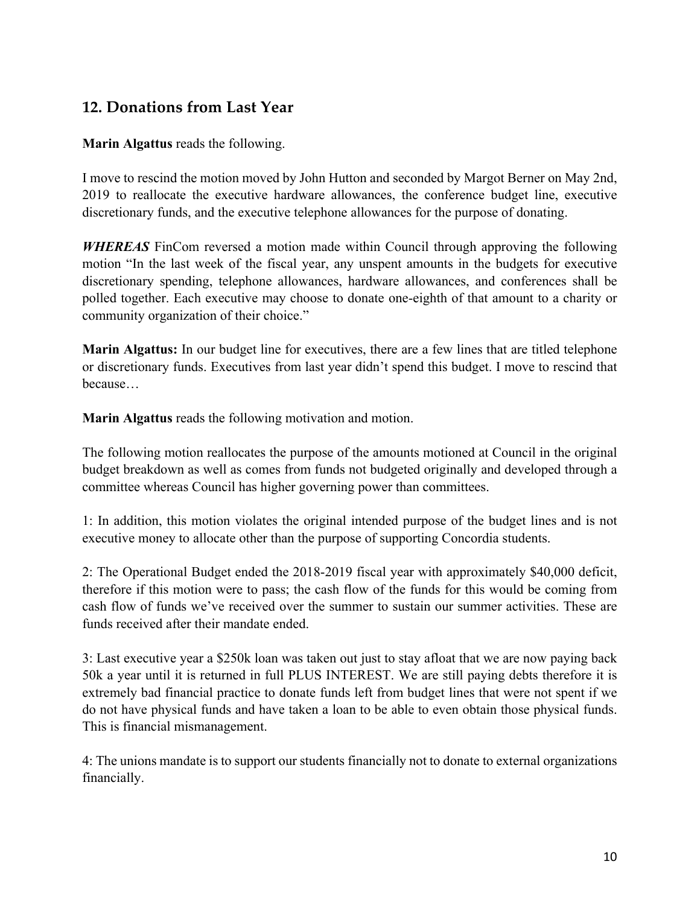## 12. Donations from Last Year

**Marin Algattus** reads the following.

I move to rescind the motion moved by John Hutton and seconded by Margot Berner on May 2nd, 2019 to reallocate the executive hardware allowances, the conference budget line, executive discretionary funds, and the executive telephone allowances for the purpose of donating.

***WHEREAS*** FinCom reversed a motion made within Council through approving the following motion "In the last week of the fiscal year, any unspent amounts in the budgets for executive discretionary spending, telephone allowances, hardware allowances, and conferences shall be polled together. Each executive may choose to donate one-eighth of that amount to a charity or community organization of their choice."

**Marin Algattus:** In our budget line for executives, there are a few lines that are titled telephone or discretionary funds. Executives from last year didn't spend this budget. I move to rescind that because…

**Marin Algattus** reads the following motivation and motion.

The following motion reallocates the purpose of the amounts motioned at Council in the original budget breakdown as well as comes from funds not budgeted originally and developed through a committee whereas Council has higher governing power than committees.

1: In addition, this motion violates the original intended purpose of the budget lines and is not executive money to allocate other than the purpose of supporting Concordia students.

2: The Operational Budget ended the 2018-2019 fiscal year with approximately $40,000 deficit, therefore if this motion were to pass; the cash flow of the funds for this would be coming from cash flow of funds we've received over the summer to sustain our summer activities. These are funds received after their mandate ended.

3: Last executive year a $250k loan was taken out just to stay afloat that we are now paying back 50k a year until it is returned in full PLUS INTEREST. We are still paying debts therefore it is extremely bad financial practice to donate funds left from budget lines that were not spent if we do not have physical funds and have taken a loan to be able to even obtain those physical funds. This is financial mismanagement.

4: The unions mandate is to support our students financially not to donate to external organizations financially.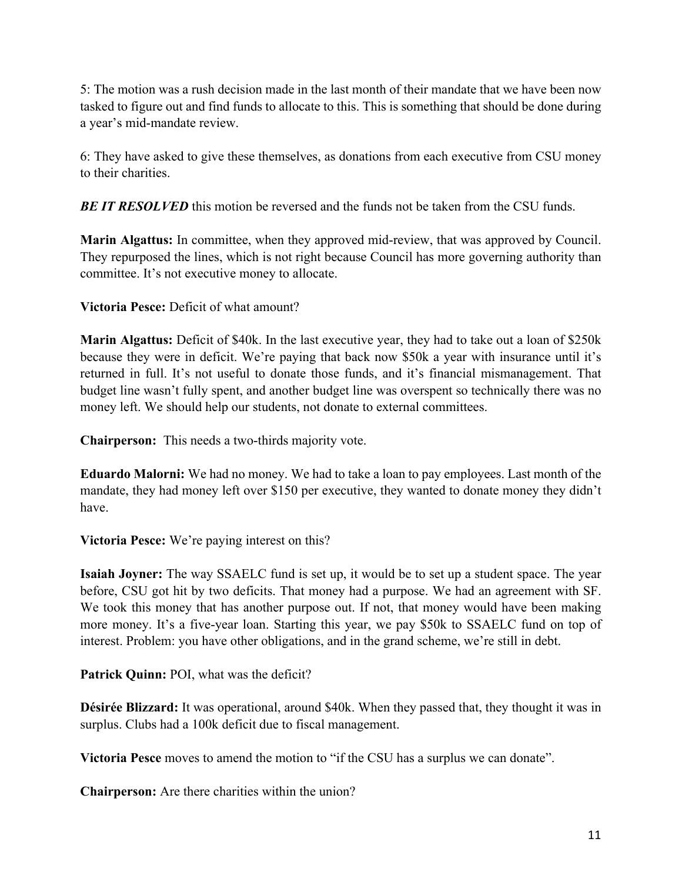5: The motion was a rush decision made in the last month of their mandate that we have been now tasked to figure out and find funds to allocate to this. This is something that should be done during a year's mid-mandate review.

6: They have asked to give these themselves, as donations from each executive from CSU money to their charities.

***BE IT RESOLVED*** this motion be reversed and the funds not be taken from the CSU funds.

**Marin Algattus:** In committee, when they approved mid-review, that was approved by Council. They repurposed the lines, which is not right because Council has more governing authority than committee. It's not executive money to allocate.

**Victoria Pesce:** Deficit of what amount?

**Marin Algattus:** Deficit of $40k. In the last executive year, they had to take out a loan of $250k because they were in deficit. We're paying that back now $50k a year with insurance until it's returned in full. It's not useful to donate those funds, and it's financial mismanagement. That budget line wasn't fully spent, and another budget line was overspent so technically there was no money left. We should help our students, not donate to external committees.

**Chairperson:** This needs a two-thirds majority vote.

**Eduardo Malorni:** We had no money. We had to take a loan to pay employees. Last month of the mandate, they had money left over $150 per executive, they wanted to donate money they didn't have.

**Victoria Pesce:** We're paying interest on this?

**Isaiah Joyner:** The way SSAELC fund is set up, it would be to set up a student space. The year before, CSU got hit by two deficits. That money had a purpose. We had an agreement with SF. We took this money that has another purpose out. If not, that money would have been making more money. It's a five-year loan. Starting this year, we pay $50k to SSAELC fund on top of interest. Problem: you have other obligations, and in the grand scheme, we're still in debt.

**Patrick Quinn:** POI, what was the deficit?

**Désirée Blizzard:** It was operational, around $40k. When they passed that, they thought it was in surplus. Clubs had a 100k deficit due to fiscal management.

**Victoria Pesce** moves to amend the motion to "if the CSU has a surplus we can donate".

**Chairperson:** Are there charities within the union?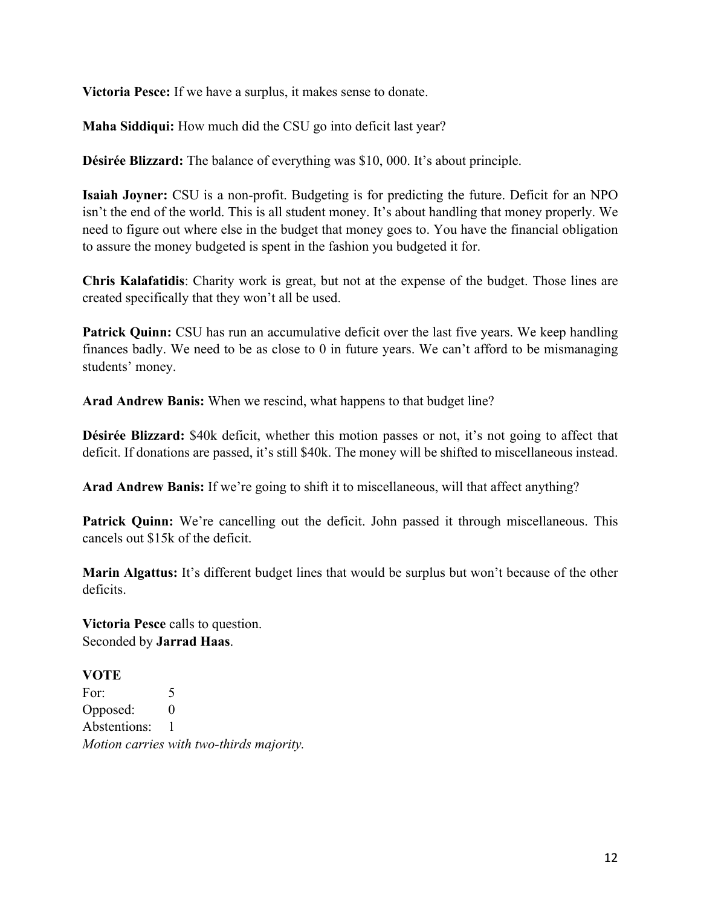**Victoria Pesce:** If we have a surplus, it makes sense to donate.

**Maha Siddiqui:** How much did the CSU go into deficit last year?

**Désirée Blizzard:** The balance of everything was $10, 000. It's about principle.

**Isaiah Joyner:** CSU is a non-profit. Budgeting is for predicting the future. Deficit for an NPO isn't the end of the world. This is all student money. It's about handling that money properly. We need to figure out where else in the budget that money goes to. You have the financial obligation to assure the money budgeted is spent in the fashion you budgeted it for.

**Chris Kalafatidis**: Charity work is great, but not at the expense of the budget. Those lines are created specifically that they won't all be used.

**Patrick Quinn:** CSU has run an accumulative deficit over the last five years. We keep handling finances badly. We need to be as close to 0 in future years. We can't afford to be mismanaging students' money.

**Arad Andrew Banis:** When we rescind, what happens to that budget line?

**Désirée Blizzard:** $40k deficit, whether this motion passes or not, it's not going to affect that deficit. If donations are passed, it's still $40k. The money will be shifted to miscellaneous instead.

**Arad Andrew Banis:** If we're going to shift it to miscellaneous, will that affect anything?

**Patrick Quinn:** We're cancelling out the deficit. John passed it through miscellaneous. This cancels out $15k of the deficit.

**Marin Algattus:** It's different budget lines that would be surplus but won't because of the other deficits.

**Victoria Pesce** calls to question.
Seconded by **Jarrad Haas**.

**VOTE**

For: 5
Opposed: 0
Abstentions: 1

*Motion carries with two-thirds majority.*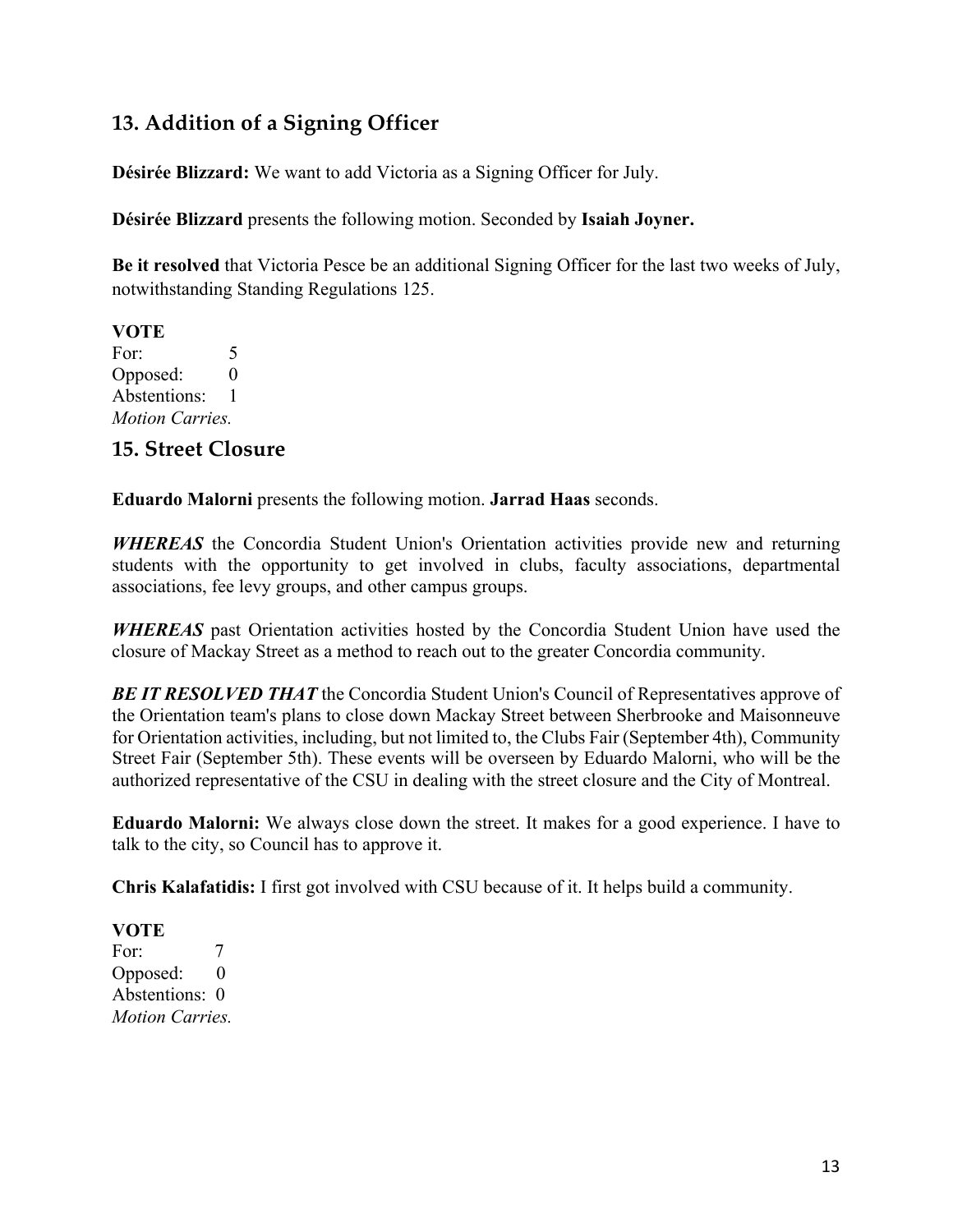## 13. Addition of a Signing Officer

**Désirée Blizzard:** We want to add Victoria as a Signing Officer for July.

**Désirée Blizzard** presents the following motion. Seconded by **Isaiah Joyner.**

**Be it resolved** that Victoria Pesce be an additional Signing Officer for the last two weeks of July, notwithstanding Standing Regulations 125.

**VOTE**
For: 5
Opposed: 0
Abstentions: 1
*Motion Carries.*

## 15. Street Closure

**Eduardo Malorni** presents the following motion. **Jarrad Haas** seconds.

***WHEREAS*** the Concordia Student Union's Orientation activities provide new and returning students with the opportunity to get involved in clubs, faculty associations, departmental associations, fee levy groups, and other campus groups.

***WHEREAS*** past Orientation activities hosted by the Concordia Student Union have used the closure of Mackay Street as a method to reach out to the greater Concordia community.

***BE IT RESOLVED THAT*** the Concordia Student Union's Council of Representatives approve of the Orientation team's plans to close down Mackay Street between Sherbrooke and Maisonneuve for Orientation activities, including, but not limited to, the Clubs Fair (September 4th), Community Street Fair (September 5th). These events will be overseen by Eduardo Malorni, who will be the authorized representative of the CSU in dealing with the street closure and the City of Montreal.

**Eduardo Malorni:** We always close down the street. It makes for a good experience. I have to talk to the city, so Council has to approve it.

**Chris Kalafatidis:** I first got involved with CSU because of it. It helps build a community.

**VOTE**
For: 7
Opposed: 0
Abstentions: 0
*Motion Carries.*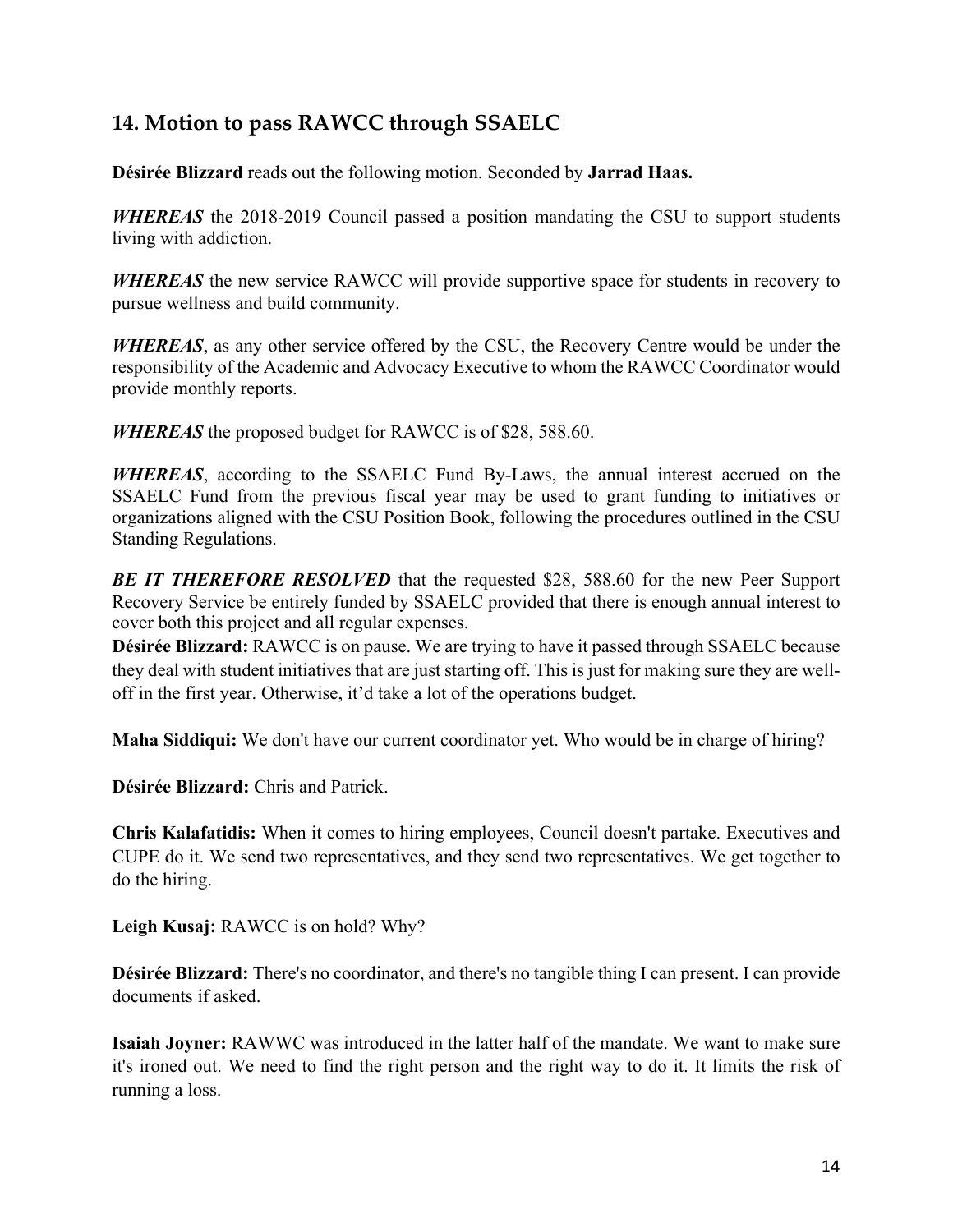## 14. Motion to pass RAWCC through SSAELC

**Désirée Blizzard** reads out the following motion. Seconded by **Jarrad Haas.**

***WHEREAS*** the 2018-2019 Council passed a position mandating the CSU to support students living with addiction.

***WHEREAS*** the new service RAWCC will provide supportive space for students in recovery to pursue wellness and build community.

***WHEREAS***, as any other service offered by the CSU, the Recovery Centre would be under the responsibility of the Academic and Advocacy Executive to whom the RAWCC Coordinator would provide monthly reports.

***WHEREAS*** the proposed budget for RAWCC is of $28, 588.60.

***WHEREAS***, according to the SSAELC Fund By-Laws, the annual interest accrued on the SSAELC Fund from the previous fiscal year may be used to grant funding to initiatives or organizations aligned with the CSU Position Book, following the procedures outlined in the CSU Standing Regulations.

***BE IT THEREFORE RESOLVED*** that the requested $28, 588.60 for the new Peer Support Recovery Service be entirely funded by SSAELC provided that there is enough annual interest to cover both this project and all regular expenses.

**Désirée Blizzard:** RAWCC is on pause. We are trying to have it passed through SSAELC because they deal with student initiatives that are just starting off. This is just for making sure they are well-off in the first year. Otherwise, it'd take a lot of the operations budget.

**Maha Siddiqui:** We don't have our current coordinator yet. Who would be in charge of hiring?

**Désirée Blizzard:** Chris and Patrick.

**Chris Kalafatidis:** When it comes to hiring employees, Council doesn't partake. Executives and CUPE do it. We send two representatives, and they send two representatives. We get together to do the hiring.

**Leigh Kusaj:** RAWCC is on hold? Why?

**Désirée Blizzard:** There's no coordinator, and there's no tangible thing I can present. I can provide documents if asked.

**Isaiah Joyner:** RAWWC was introduced in the latter half of the mandate. We want to make sure it's ironed out. We need to find the right person and the right way to do it. It limits the risk of running a loss.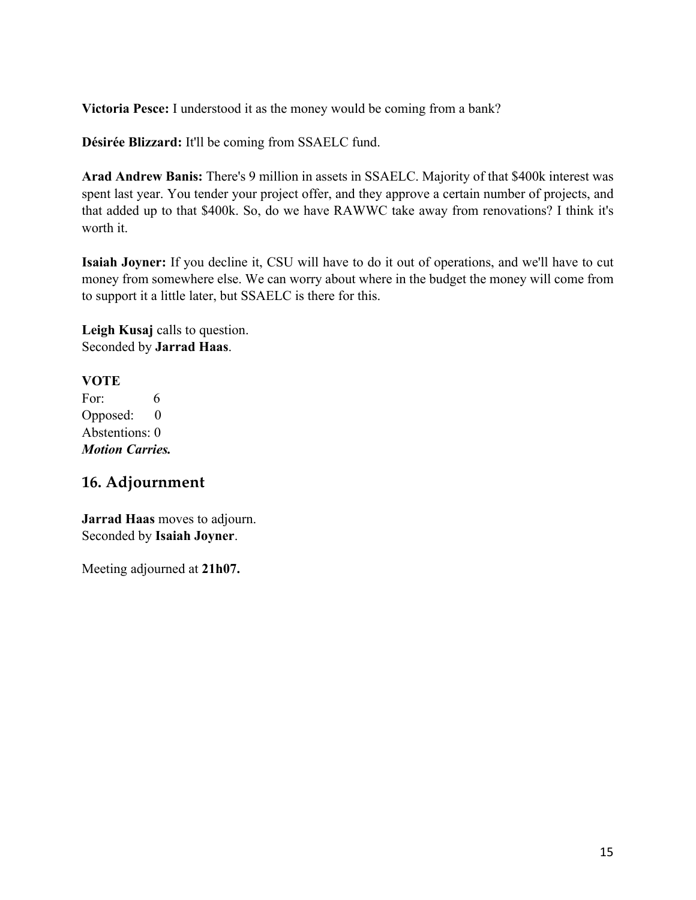**Victoria Pesce:** I understood it as the money would be coming from a bank?

**Désirée Blizzard:** It'll be coming from SSAELC fund.

**Arad Andrew Banis:** There's 9 million in assets in SSAELC. Majority of that $400k interest was spent last year. You tender your project offer, and they approve a certain number of projects, and that added up to that $400k. So, do we have RAWWC take away from renovations? I think it's worth it.

**Isaiah Joyner:** If you decline it, CSU will have to do it out of operations, and we'll have to cut money from somewhere else. We can worry about where in the budget the money will come from to support it a little later, but SSAELC is there for this.

**Leigh Kusaj** calls to question.
Seconded by **Jarrad Haas**.

**VOTE**
For: 6
Opposed: 0
Abstentions: 0
***Motion Carries.***

## 16. Adjournment

**Jarrad Haas** moves to adjourn.
Seconded by **Isaiah Joyner**.

Meeting adjourned at **21h07.**